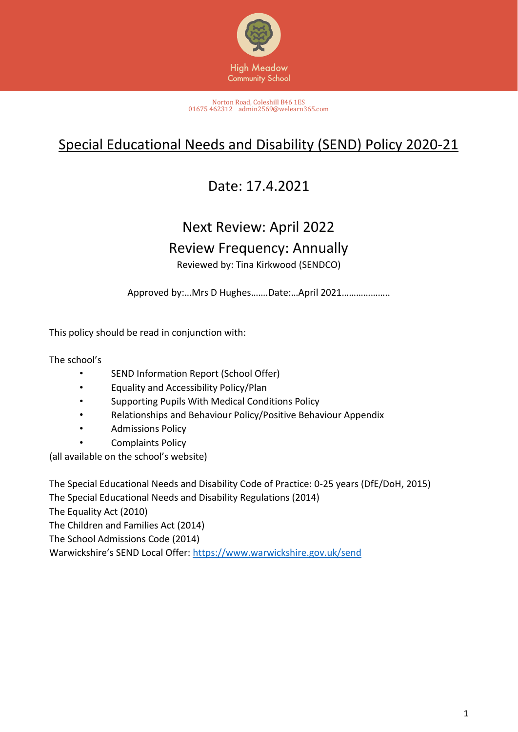High Meadow
Community School

Norton Road, Coleshill B46 1ES
01675 462312 admin2569@welearn365.com

# Special Educational Needs and Disability (SEND) Policy 2020-21

## Date: 17.4.2021

## Next Review: April 2022
## Review Frequency: Annually

Reviewed by: Tina Kirkwood (SENDCO)

Approved by:…Mrs D Hughes…….Date:…April 2021………………..

This policy should be read in conjunction with:

The school's

- SEND Information Report (School Offer)
- Equality and Accessibility Policy/Plan
- Supporting Pupils With Medical Conditions Policy
- Relationships and Behaviour Policy/Positive Behaviour Appendix
- Admissions Policy
- Complaints Policy

(all available on the school's website)

The Special Educational Needs and Disability Code of Practice: 0-25 years (DfE/DoH, 2015)
The Special Educational Needs and Disability Regulations (2014)
The Equality Act (2010)
The Children and Families Act (2014)
The School Admissions Code (2014)
Warwickshire's SEND Local Offer: https://www.warwickshire.gov.uk/send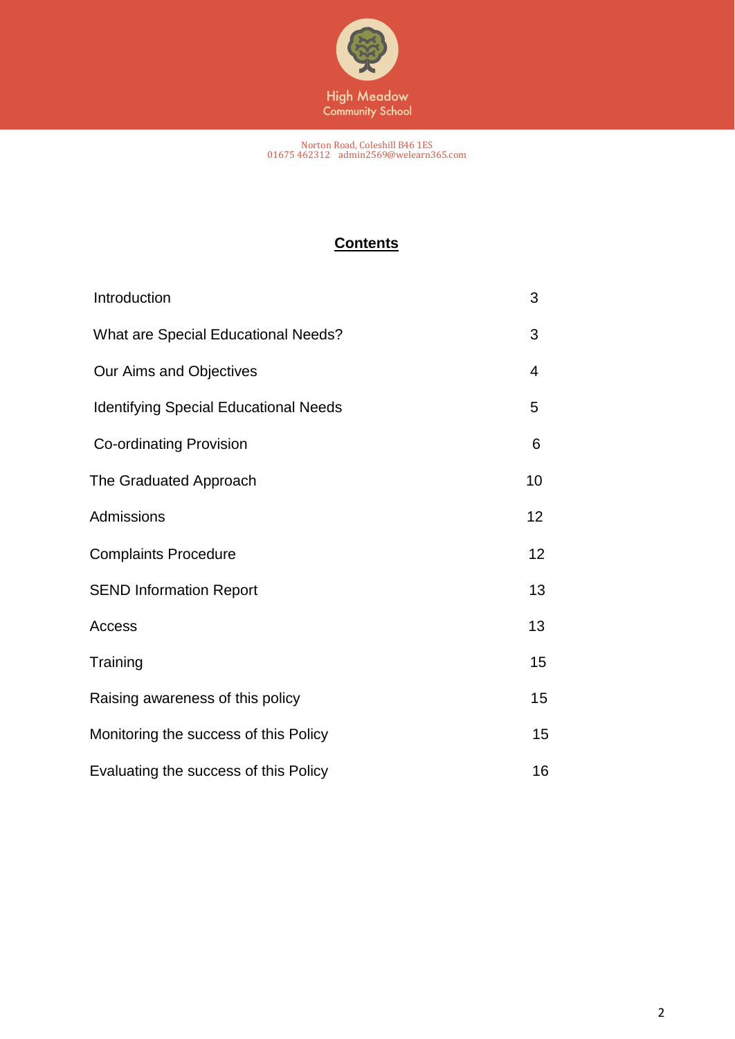High Meadow
Community School

Norton Road, Coleshill B46 1ES
01675 462312 admin2569@welearn365.com

## Contents

| | |
|---|---|
| Introduction | 3 |
| What are Special Educational Needs? | 3 |
| Our Aims and Objectives | 4 |
| Identifying Special Educational Needs | 5 |
| Co-ordinating Provision | 6 |
| The Graduated Approach | 10 |
| Admissions | 12 |
| Complaints Procedure | 12 |
| SEND Information Report | 13 |
| Access | 13 |
| Training | 15 |
| Raising awareness of this policy | 15 |
| Monitoring the success of this Policy | 15 |
| Evaluating the success of this Policy | 16 |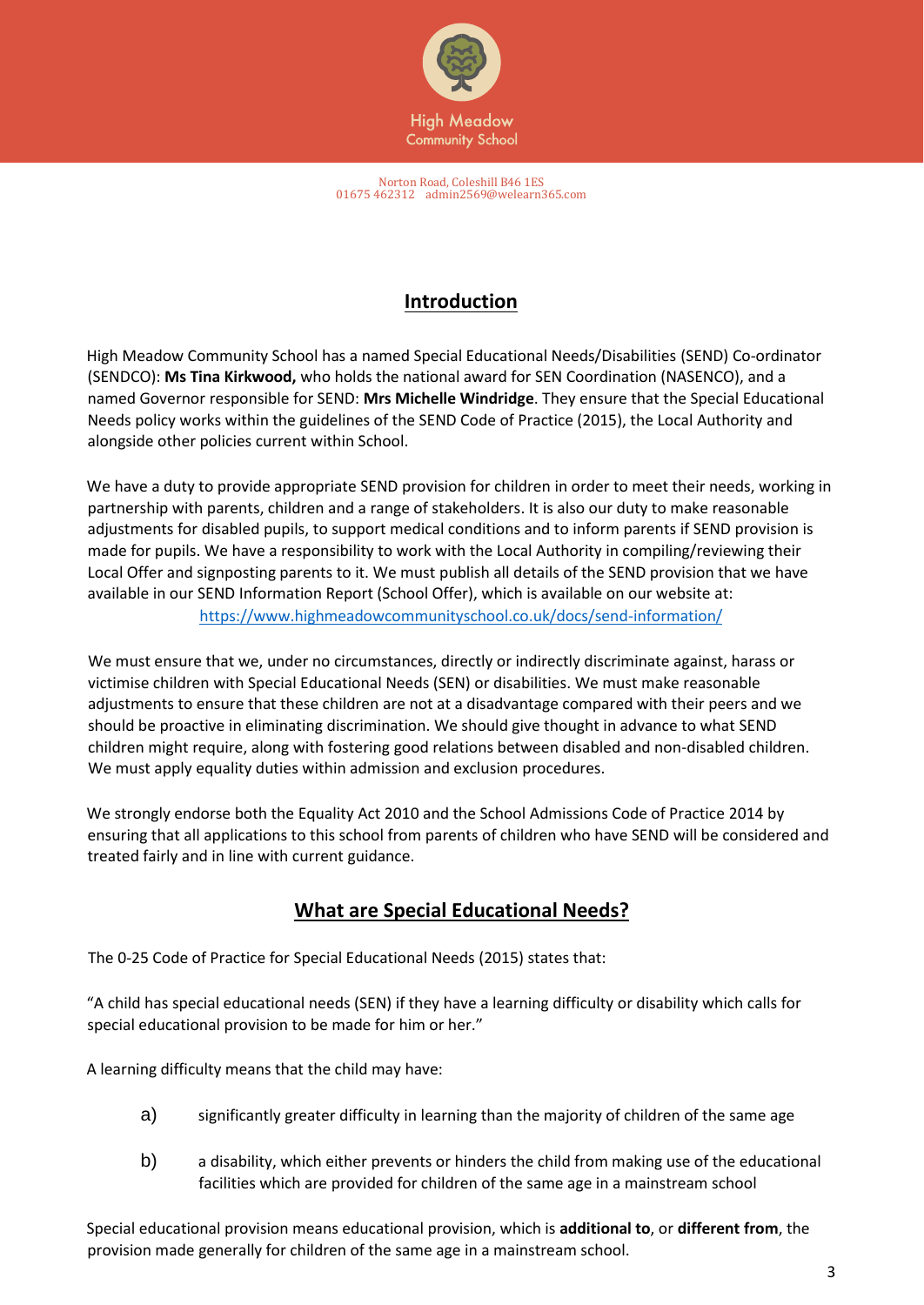## Introduction

High Meadow Community School has a named Special Educational Needs/Disabilities (SEND) Co-ordinator (SENDCO): **Ms Tina Kirkwood,** who holds the national award for SEN Coordination (NASENCO), and a named Governor responsible for SEND: **Mrs Michelle Windridge**. They ensure that the Special Educational Needs policy works within the guidelines of the SEND Code of Practice (2015), the Local Authority and alongside other policies current within School.

We have a duty to provide appropriate SEND provision for children in order to meet their needs, working in partnership with parents, children and a range of stakeholders. It is also our duty to make reasonable adjustments for disabled pupils, to support medical conditions and to inform parents if SEND provision is made for pupils. We have a responsibility to work with the Local Authority in compiling/reviewing their Local Offer and signposting parents to it. We must publish all details of the SEND provision that we have available in our SEND Information Report (School Offer), which is available on our website at: https://www.highmeadowcommunityschool.co.uk/docs/send-information/

We must ensure that we, under no circumstances, directly or indirectly discriminate against, harass or victimise children with Special Educational Needs (SEN) or disabilities. We must make reasonable adjustments to ensure that these children are not at a disadvantage compared with their peers and we should be proactive in eliminating discrimination. We should give thought in advance to what SEND children might require, along with fostering good relations between disabled and non-disabled children. We must apply equality duties within admission and exclusion procedures.

We strongly endorse both the Equality Act 2010 and the School Admissions Code of Practice 2014 by ensuring that all applications to this school from parents of children who have SEND will be considered and treated fairly and in line with current guidance.

## What are Special Educational Needs?

The 0-25 Code of Practice for Special Educational Needs (2015) states that:

"A child has special educational needs (SEN) if they have a learning difficulty or disability which calls for special educational provision to be made for him or her."

A learning difficulty means that the child may have:

a) significantly greater difficulty in learning than the majority of children of the same age

b) a disability, which either prevents or hinders the child from making use of the educational facilities which are provided for children of the same age in a mainstream school

Special educational provision means educational provision, which is **additional to**, or **different from**, the provision made generally for children of the same age in a mainstream school.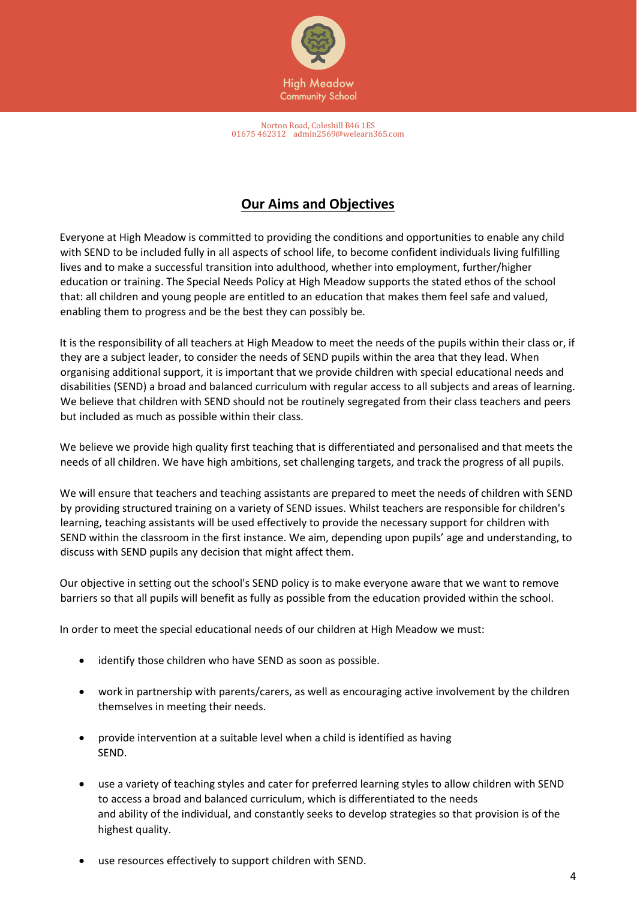## Our Aims and Objectives

Everyone at High Meadow is committed to providing the conditions and opportunities to enable any child with SEND to be included fully in all aspects of school life, to become confident individuals living fulfilling lives and to make a successful transition into adulthood, whether into employment, further/higher education or training. The Special Needs Policy at High Meadow supports the stated ethos of the school that: all children and young people are entitled to an education that makes them feel safe and valued, enabling them to progress and be the best they can possibly be.

It is the responsibility of all teachers at High Meadow to meet the needs of the pupils within their class or, if they are a subject leader, to consider the needs of SEND pupils within the area that they lead. When organising additional support, it is important that we provide children with special educational needs and disabilities (SEND) a broad and balanced curriculum with regular access to all subjects and areas of learning. We believe that children with SEND should not be routinely segregated from their class teachers and peers but included as much as possible within their class.

We believe we provide high quality first teaching that is differentiated and personalised and that meets the needs of all children. We have high ambitions, set challenging targets, and track the progress of all pupils.

We will ensure that teachers and teaching assistants are prepared to meet the needs of children with SEND by providing structured training on a variety of SEND issues. Whilst teachers are responsible for children's learning, teaching assistants will be used effectively to provide the necessary support for children with SEND within the classroom in the first instance. We aim, depending upon pupils' age and understanding, to discuss with SEND pupils any decision that might affect them.

Our objective in setting out the school's SEND policy is to make everyone aware that we want to remove barriers so that all pupils will benefit as fully as possible from the education provided within the school.

In order to meet the special educational needs of our children at High Meadow we must:

- identify those children who have SEND as soon as possible.
- work in partnership with parents/carers, as well as encouraging active involvement by the children themselves in meeting their needs.
- provide intervention at a suitable level when a child is identified as having SEND.
- use a variety of teaching styles and cater for preferred learning styles to allow children with SEND to access a broad and balanced curriculum, which is differentiated to the needs and ability of the individual, and constantly seeks to develop strategies so that provision is of the highest quality.
- use resources effectively to support children with SEND.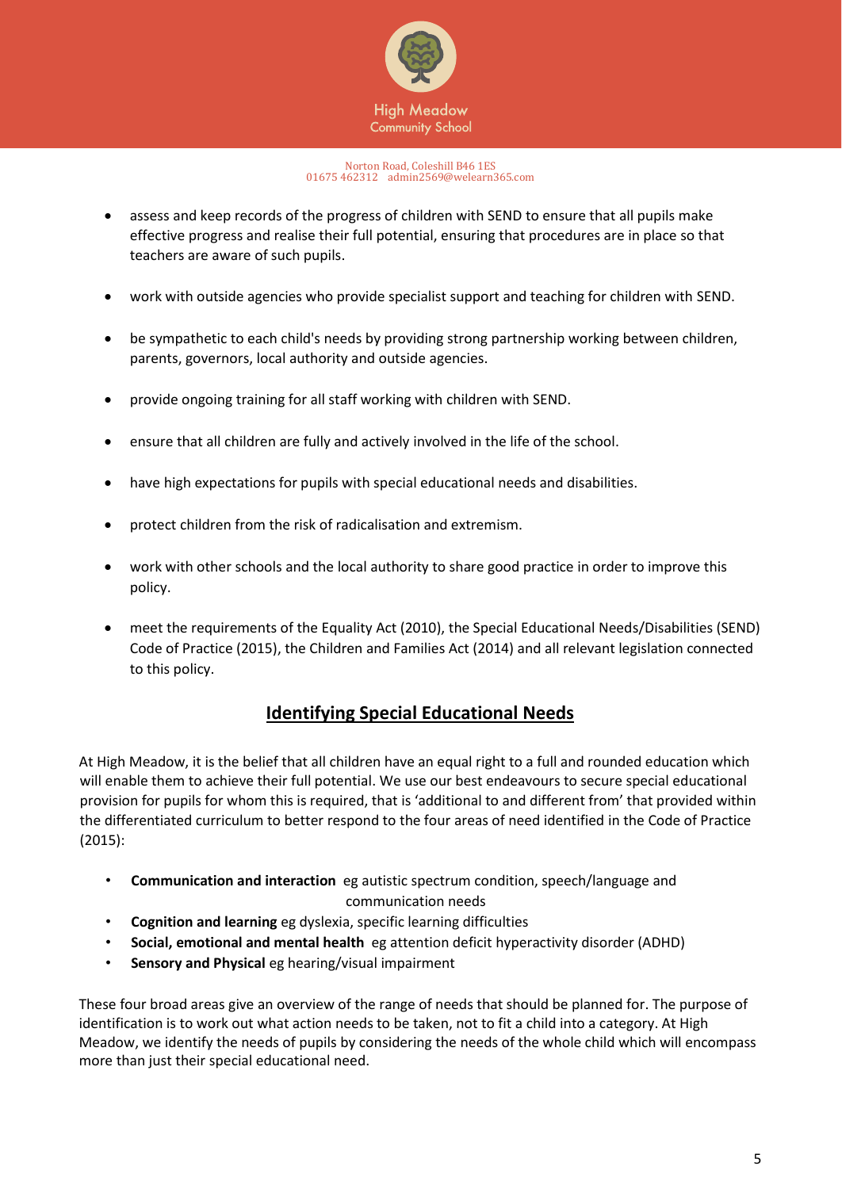- assess and keep records of the progress of children with SEND to ensure that all pupils make effective progress and realise their full potential, ensuring that procedures are in place so that teachers are aware of such pupils.

- work with outside agencies who provide specialist support and teaching for children with SEND.

- be sympathetic to each child's needs by providing strong partnership working between children, parents, governors, local authority and outside agencies.

- provide ongoing training for all staff working with children with SEND.

- ensure that all children are fully and actively involved in the life of the school.

- have high expectations for pupils with special educational needs and disabilities.

- protect children from the risk of radicalisation and extremism.

- work with other schools and the local authority to share good practice in order to improve this policy.

- meet the requirements of the Equality Act (2010), the Special Educational Needs/Disabilities (SEND) Code of Practice (2015), the Children and Families Act (2014) and all relevant legislation connected to this policy.

## Identifying Special Educational Needs

At High Meadow, it is the belief that all children have an equal right to a full and rounded education which will enable them to achieve their full potential. We use our best endeavours to secure special educational provision for pupils for whom this is required, that is 'additional to and different from' that provided within the differentiated curriculum to better respond to the four areas of need identified in the Code of Practice (2015):

- **Communication and interaction** eg autistic spectrum condition, speech/language and communication needs
- **Cognition and learning** eg dyslexia, specific learning difficulties
- **Social, emotional and mental health** eg attention deficit hyperactivity disorder (ADHD)
- **Sensory and Physical** eg hearing/visual impairment

These four broad areas give an overview of the range of needs that should be planned for. The purpose of identification is to work out what action needs to be taken, not to fit a child into a category. At High Meadow, we identify the needs of pupils by considering the needs of the whole child which will encompass more than just their special educational need.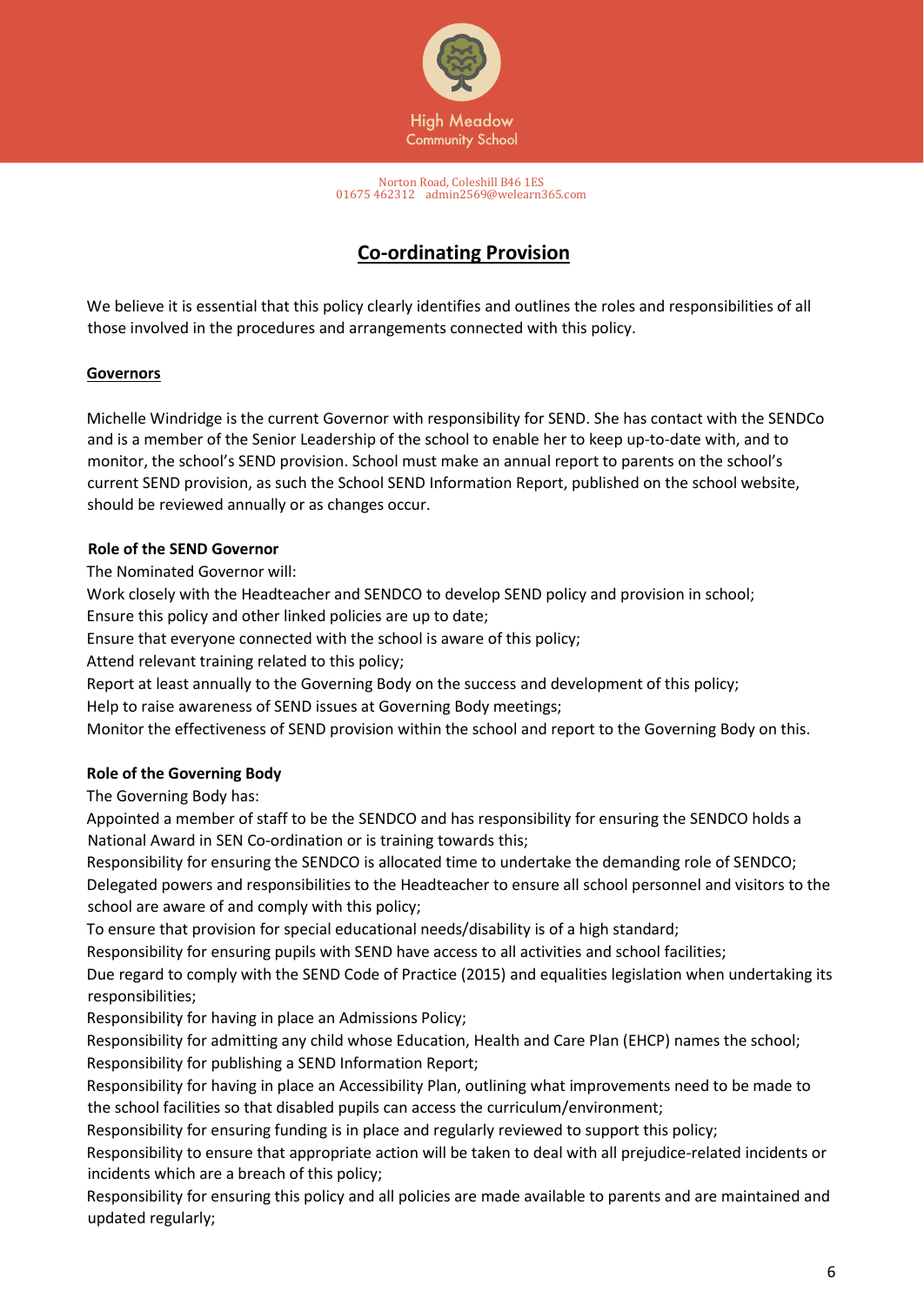## Co-ordinating Provision

We believe it is essential that this policy clearly identifies and outlines the roles and responsibilities of all those involved in the procedures and arrangements connected with this policy.

### Governors

Michelle Windridge is the current Governor with responsibility for SEND. She has contact with the SENDCo and is a member of the Senior Leadership of the school to enable her to keep up-to-date with, and to monitor, the school's SEND provision. School must make an annual report to parents on the school's current SEND provision, as such the School SEND Information Report, published on the school website, should be reviewed annually or as changes occur.

**Role of the SEND Governor**

The Nominated Governor will:

Work closely with the Headteacher and SENDCO to develop SEND policy and provision in school;
Ensure this policy and other linked policies are up to date;
Ensure that everyone connected with the school is aware of this policy;
Attend relevant training related to this policy;
Report at least annually to the Governing Body on the success and development of this policy;
Help to raise awareness of SEND issues at Governing Body meetings;
Monitor the effectiveness of SEND provision within the school and report to the Governing Body on this.

**Role of the Governing Body**

The Governing Body has:

Appointed a member of staff to be the SENDCO and has responsibility for ensuring the SENDCO holds a National Award in SEN Co-ordination or is training towards this;
Responsibility for ensuring the SENDCO is allocated time to undertake the demanding role of SENDCO;
Delegated powers and responsibilities to the Headteacher to ensure all school personnel and visitors to the school are aware of and comply with this policy;
To ensure that provision for special educational needs/disability is of a high standard;
Responsibility for ensuring pupils with SEND have access to all activities and school facilities;
Due regard to comply with the SEND Code of Practice (2015) and equalities legislation when undertaking its responsibilities;
Responsibility for having in place an Admissions Policy;
Responsibility for admitting any child whose Education, Health and Care Plan (EHCP) names the school;
Responsibility for publishing a SEND Information Report;
Responsibility for having in place an Accessibility Plan, outlining what improvements need to be made to the school facilities so that disabled pupils can access the curriculum/environment;
Responsibility for ensuring funding is in place and regularly reviewed to support this policy;
Responsibility to ensure that appropriate action will be taken to deal with all prejudice-related incidents or incidents which are a breach of this policy;
Responsibility for ensuring this policy and all policies are made available to parents and are maintained and updated regularly;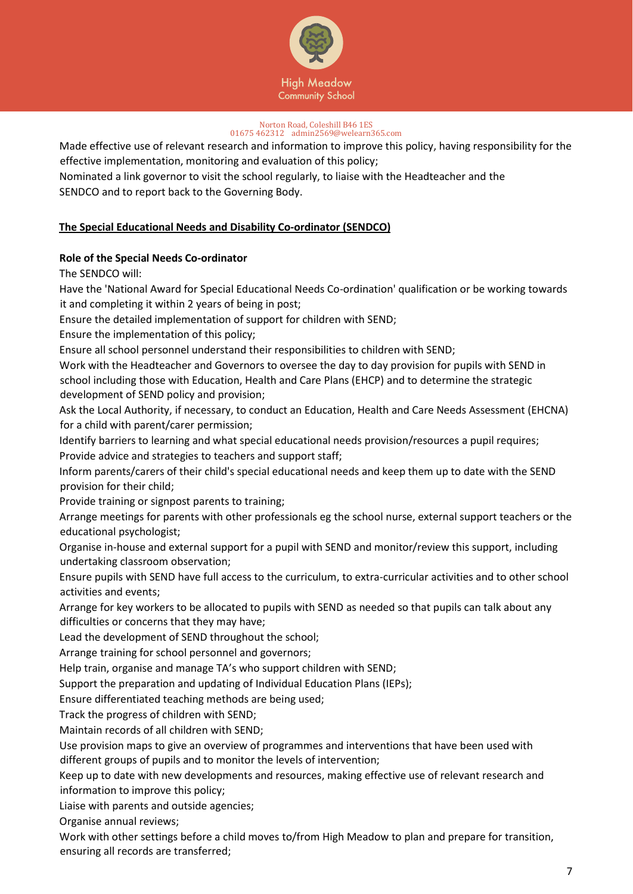Made effective use of relevant research and information to improve this policy, having responsibility for the effective implementation, monitoring and evaluation of this policy;
Nominated a link governor to visit the school regularly, to liaise with the Headteacher and the SENDCO and to report back to the Governing Body.

**The Special Educational Needs and Disability Co-ordinator (SENDCO)**

**Role of the Special Needs Co-ordinator**

The SENDCO will:

Have the 'National Award for Special Educational Needs Co-ordination' qualification or be working towards it and completing it within 2 years of being in post;
Ensure the detailed implementation of support for children with SEND;
Ensure the implementation of this policy;
Ensure all school personnel understand their responsibilities to children with SEND;
Work with the Headteacher and Governors to oversee the day to day provision for pupils with SEND in school including those with Education, Health and Care Plans (EHCP) and to determine the strategic development of SEND policy and provision;
Ask the Local Authority, if necessary, to conduct an Education, Health and Care Needs Assessment (EHCNA) for a child with parent/carer permission;
Identify barriers to learning and what special educational needs provision/resources a pupil requires;
Provide advice and strategies to teachers and support staff;
Inform parents/carers of their child's special educational needs and keep them up to date with the SEND provision for their child;
Provide training or signpost parents to training;
Arrange meetings for parents with other professionals eg the school nurse, external support teachers or the educational psychologist;
Organise in-house and external support for a pupil with SEND and monitor/review this support, including undertaking classroom observation;
Ensure pupils with SEND have full access to the curriculum, to extra-curricular activities and to other school activities and events;
Arrange for key workers to be allocated to pupils with SEND as needed so that pupils can talk about any difficulties or concerns that they may have;
Lead the development of SEND throughout the school;
Arrange training for school personnel and governors;
Help train, organise and manage TA's who support children with SEND;
Support the preparation and updating of Individual Education Plans (IEPs);
Ensure differentiated teaching methods are being used;
Track the progress of children with SEND;
Maintain records of all children with SEND;
Use provision maps to give an overview of programmes and interventions that have been used with different groups of pupils and to monitor the levels of intervention;
Keep up to date with new developments and resources, making effective use of relevant research and information to improve this policy;
Liaise with parents and outside agencies;
Organise annual reviews;
Work with other settings before a child moves to/from High Meadow to plan and prepare for transition, ensuring all records are transferred;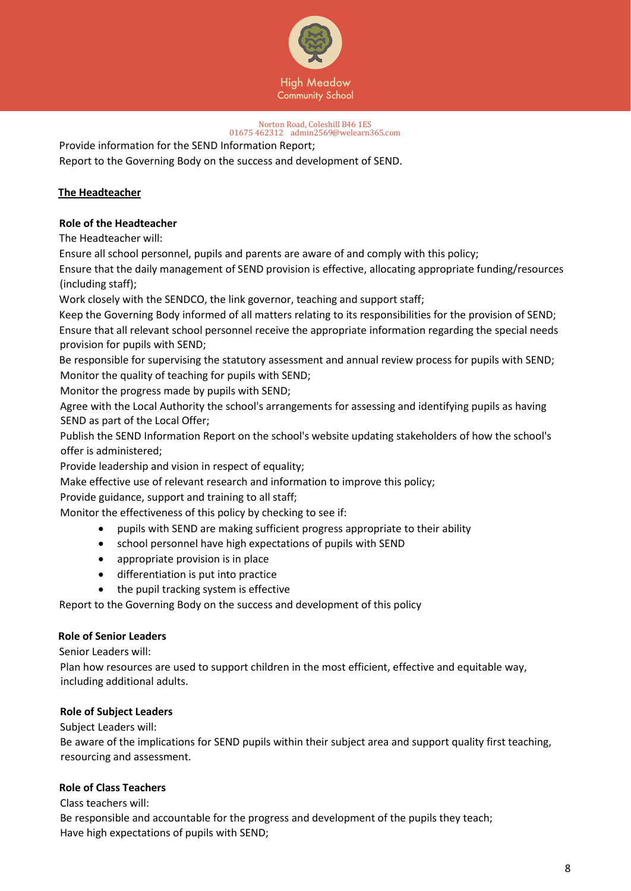Provide information for the SEND Information Report;
Report to the Governing Body on the success and development of SEND.

## The Headteacher

### Role of the Headteacher

The Headteacher will:

Ensure all school personnel, pupils and parents are aware of and comply with this policy;
Ensure that the daily management of SEND provision is effective, allocating appropriate funding/resources (including staff);
Work closely with the SENDCO, the link governor, teaching and support staff;
Keep the Governing Body informed of all matters relating to its responsibilities for the provision of SEND;
Ensure that all relevant school personnel receive the appropriate information regarding the special needs provision for pupils with SEND;
Be responsible for supervising the statutory assessment and annual review process for pupils with SEND;
Monitor the quality of teaching for pupils with SEND;
Monitor the progress made by pupils with SEND;
Agree with the Local Authority the school's arrangements for assessing and identifying pupils as having SEND as part of the Local Offer;
Publish the SEND Information Report on the school's website updating stakeholders of how the school's offer is administered;
Provide leadership and vision in respect of equality;
Make effective use of relevant research and information to improve this policy;
Provide guidance, support and training to all staff;
Monitor the effectiveness of this policy by checking to see if:

- pupils with SEND are making sufficient progress appropriate to their ability
- school personnel have high expectations of pupils with SEND
- appropriate provision is in place
- differentiation is put into practice
- the pupil tracking system is effective

Report to the Governing Body on the success and development of this policy

### Role of Senior Leaders

Senior Leaders will:

Plan how resources are used to support children in the most efficient, effective and equitable way, including additional adults.

### Role of Subject Leaders

Subject Leaders will:

Be aware of the implications for SEND pupils within their subject area and support quality first teaching, resourcing and assessment.

### Role of Class Teachers

Class teachers will:

Be responsible and accountable for the progress and development of the pupils they teach;
Have high expectations of pupils with SEND;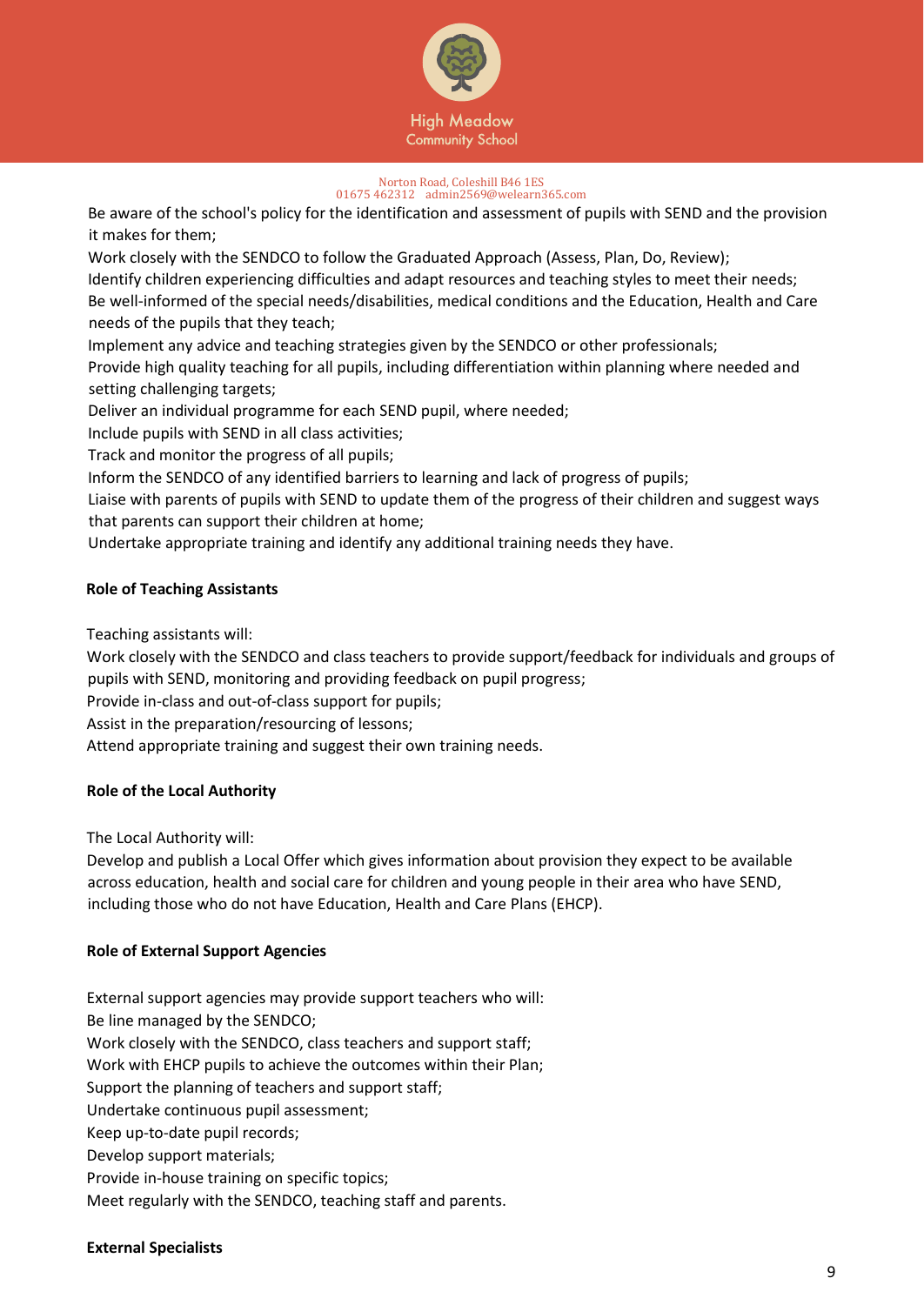Be aware of the school's policy for the identification and assessment of pupils with SEND and the provision it makes for them;

Work closely with the SENDCO to follow the Graduated Approach (Assess, Plan, Do, Review);

Identify children experiencing difficulties and adapt resources and teaching styles to meet their needs;

Be well-informed of the special needs/disabilities, medical conditions and the Education, Health and Care needs of the pupils that they teach;

Implement any advice and teaching strategies given by the SENDCO or other professionals;

Provide high quality teaching for all pupils, including differentiation within planning where needed and setting challenging targets;

Deliver an individual programme for each SEND pupil, where needed;

Include pupils with SEND in all class activities;

Track and monitor the progress of all pupils;

Inform the SENDCO of any identified barriers to learning and lack of progress of pupils;

Liaise with parents of pupils with SEND to update them of the progress of their children and suggest ways that parents can support their children at home;

Undertake appropriate training and identify any additional training needs they have.

**Role of Teaching Assistants**

Teaching assistants will:

Work closely with the SENDCO and class teachers to provide support/feedback for individuals and groups of pupils with SEND, monitoring and providing feedback on pupil progress;

Provide in-class and out-of-class support for pupils;

Assist in the preparation/resourcing of lessons;

Attend appropriate training and suggest their own training needs.

**Role of the Local Authority**

The Local Authority will:

Develop and publish a Local Offer which gives information about provision they expect to be available across education, health and social care for children and young people in their area who have SEND, including those who do not have Education, Health and Care Plans (EHCP).

**Role of External Support Agencies**

External support agencies may provide support teachers who will:

Be line managed by the SENDCO;

Work closely with the SENDCO, class teachers and support staff;

Work with EHCP pupils to achieve the outcomes within their Plan;

Support the planning of teachers and support staff;

Undertake continuous pupil assessment;

Keep up-to-date pupil records;

Develop support materials;

Provide in-house training on specific topics;

Meet regularly with the SENDCO, teaching staff and parents.

**External Specialists**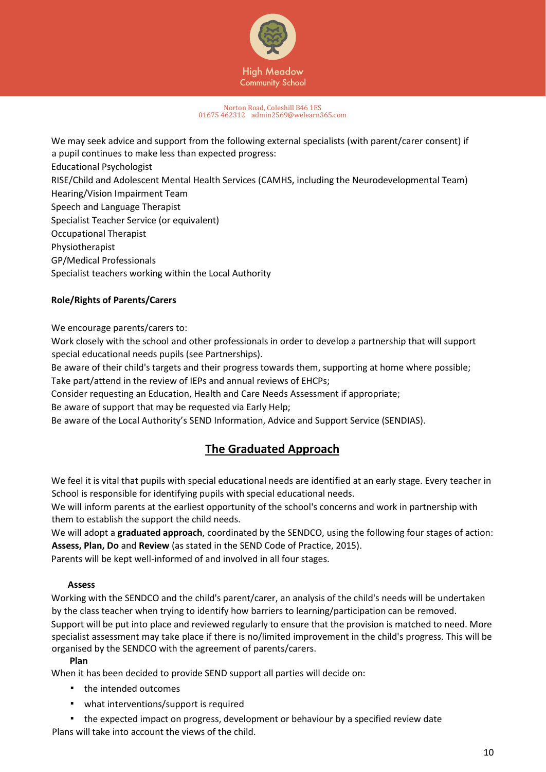We may seek advice and support from the following external specialists (with parent/carer consent) if a pupil continues to make less than expected progress:

Educational Psychologist

RISE/Child and Adolescent Mental Health Services (CAMHS, including the Neurodevelopmental Team)

Hearing/Vision Impairment Team

Speech and Language Therapist

Specialist Teacher Service (or equivalent)

Occupational Therapist

Physiotherapist

GP/Medical Professionals

Specialist teachers working within the Local Authority

**Role/Rights of Parents/Carers**

We encourage parents/carers to:

Work closely with the school and other professionals in order to develop a partnership that will support special educational needs pupils (see Partnerships).

Be aware of their child's targets and their progress towards them, supporting at home where possible;

Take part/attend in the review of IEPs and annual reviews of EHCPs;

Consider requesting an Education, Health and Care Needs Assessment if appropriate;

Be aware of support that may be requested via Early Help;

Be aware of the Local Authority's SEND Information, Advice and Support Service (SENDIAS).

## The Graduated Approach

We feel it is vital that pupils with special educational needs are identified at an early stage. Every teacher in School is responsible for identifying pupils with special educational needs.

We will inform parents at the earliest opportunity of the school's concerns and work in partnership with them to establish the support the child needs.

We will adopt a **graduated approach**, coordinated by the SENDCO, using the following four stages of action: **Assess, Plan, Do** and **Review** (as stated in the SEND Code of Practice, 2015).

Parents will be kept well-informed of and involved in all four stages.

**Assess**

Working with the SENDCO and the child's parent/carer, an analysis of the child's needs will be undertaken by the class teacher when trying to identify how barriers to learning/participation can be removed. Support will be put into place and reviewed regularly to ensure that the provision is matched to need. More specialist assessment may take place if there is no/limited improvement in the child's progress. This will be organised by the SENDCO with the agreement of parents/carers.

**Plan**

When it has been decided to provide SEND support all parties will decide on:

- the intended outcomes
- what interventions/support is required
- the expected impact on progress, development or behaviour by a specified review date

Plans will take into account the views of the child.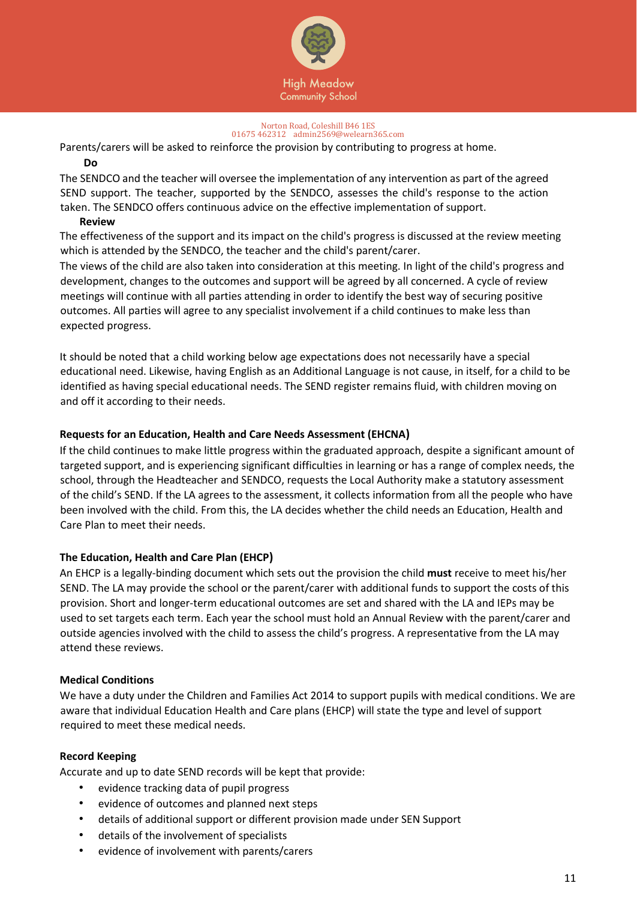Parents/carers will be asked to reinforce the provision by contributing to progress at home.

**Do**

The SENDCO and the teacher will oversee the implementation of any intervention as part of the agreed SEND support. The teacher, supported by the SENDCO, assesses the child's response to the action taken. The SENDCO offers continuous advice on the effective implementation of support.

**Review**

The effectiveness of the support and its impact on the child's progress is discussed at the review meeting which is attended by the SENDCO, the teacher and the child's parent/carer.

The views of the child are also taken into consideration at this meeting. In light of the child's progress and development, changes to the outcomes and support will be agreed by all concerned. A cycle of review meetings will continue with all parties attending in order to identify the best way of securing positive outcomes. All parties will agree to any specialist involvement if a child continues to make less than expected progress.

It should be noted that a child working below age expectations does not necessarily have a special educational need. Likewise, having English as an Additional Language is not cause, in itself, for a child to be identified as having special educational needs. The SEND register remains fluid, with children moving on and off it according to their needs.

### Requests for an Education, Health and Care Needs Assessment (EHCNA)

If the child continues to make little progress within the graduated approach, despite a significant amount of targeted support, and is experiencing significant difficulties in learning or has a range of complex needs, the school, through the Headteacher and SENDCO, requests the Local Authority make a statutory assessment of the child's SEND. If the LA agrees to the assessment, it collects information from all the people who have been involved with the child. From this, the LA decides whether the child needs an Education, Health and Care Plan to meet their needs.

### The Education, Health and Care Plan (EHCP)

An EHCP is a legally-binding document which sets out the provision the child **must** receive to meet his/her SEND. The LA may provide the school or the parent/carer with additional funds to support the costs of this provision. Short and longer-term educational outcomes are set and shared with the LA and IEPs may be used to set targets each term. Each year the school must hold an Annual Review with the parent/carer and outside agencies involved with the child to assess the child's progress. A representative from the LA may attend these reviews.

### Medical Conditions

We have a duty under the Children and Families Act 2014 to support pupils with medical conditions. We are aware that individual Education Health and Care plans (EHCP) will state the type and level of support required to meet these medical needs.

### Record Keeping

Accurate and up to date SEND records will be kept that provide:

- evidence tracking data of pupil progress
- evidence of outcomes and planned next steps
- details of additional support or different provision made under SEN Support
- details of the involvement of specialists
- evidence of involvement with parents/carers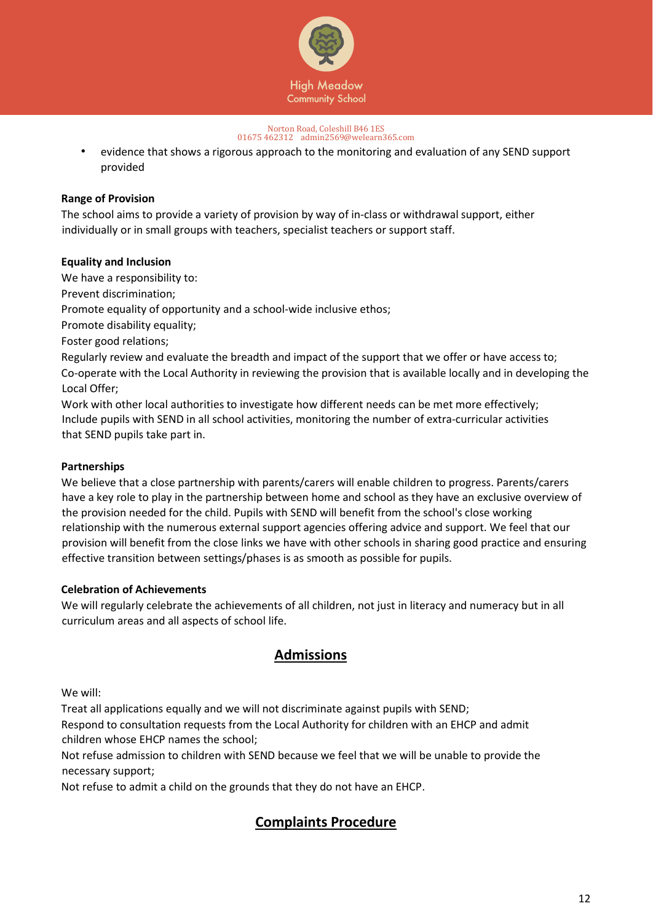- evidence that shows a rigorous approach to the monitoring and evaluation of any SEND support provided

**Range of Provision**

The school aims to provide a variety of provision by way of in-class or withdrawal support, either individually or in small groups with teachers, specialist teachers or support staff.

**Equality and Inclusion**

We have a responsibility to:

Prevent discrimination;

Promote equality of opportunity and a school-wide inclusive ethos;

Promote disability equality;

Foster good relations;

Regularly review and evaluate the breadth and impact of the support that we offer or have access to;

Co-operate with the Local Authority in reviewing the provision that is available locally and in developing the Local Offer;

Work with other local authorities to investigate how different needs can be met more effectively;

Include pupils with SEND in all school activities, monitoring the number of extra-curricular activities that SEND pupils take part in.

**Partnerships**

We believe that a close partnership with parents/carers will enable children to progress. Parents/carers have a key role to play in the partnership between home and school as they have an exclusive overview of the provision needed for the child. Pupils with SEND will benefit from the school's close working relationship with the numerous external support agencies offering advice and support. We feel that our provision will benefit from the close links we have with other schools in sharing good practice and ensuring effective transition between settings/phases is as smooth as possible for pupils.

**Celebration of Achievements**

We will regularly celebrate the achievements of all children, not just in literacy and numeracy but in all curriculum areas and all aspects of school life.

## Admissions

We will:

Treat all applications equally and we will not discriminate against pupils with SEND;

Respond to consultation requests from the Local Authority for children with an EHCP and admit children whose EHCP names the school;

Not refuse admission to children with SEND because we feel that we will be unable to provide the necessary support;

Not refuse to admit a child on the grounds that they do not have an EHCP.

## Complaints Procedure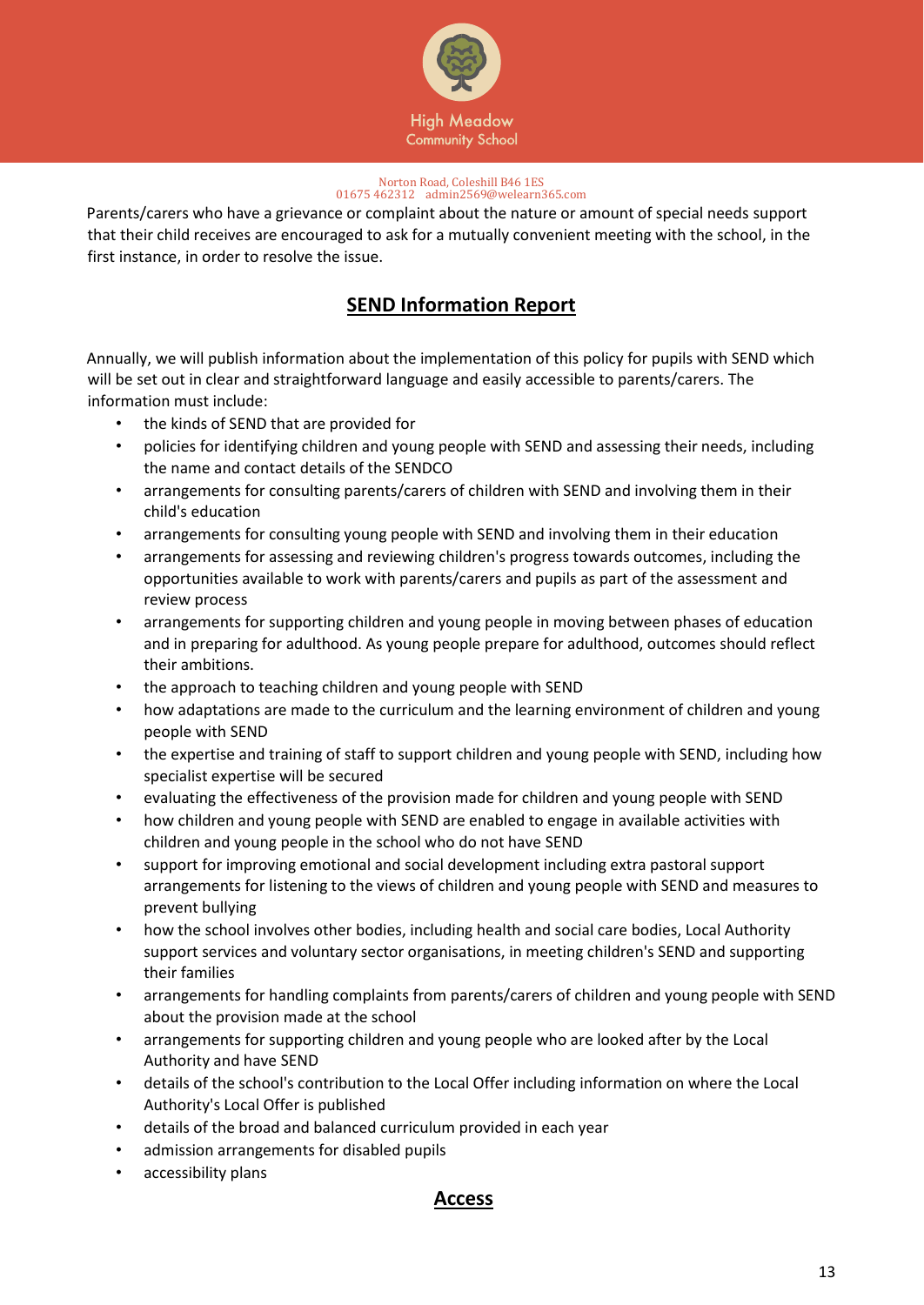Parents/carers who have a grievance or complaint about the nature or amount of special needs support that their child receives are encouraged to ask for a mutually convenient meeting with the school, in the first instance, in order to resolve the issue.

## SEND Information Report

Annually, we will publish information about the implementation of this policy for pupils with SEND which will be set out in clear and straightforward language and easily accessible to parents/carers. The information must include:

- the kinds of SEND that are provided for
- policies for identifying children and young people with SEND and assessing their needs, including the name and contact details of the SENDCO
- arrangements for consulting parents/carers of children with SEND and involving them in their child's education
- arrangements for consulting young people with SEND and involving them in their education
- arrangements for assessing and reviewing children's progress towards outcomes, including the opportunities available to work with parents/carers and pupils as part of the assessment and review process
- arrangements for supporting children and young people in moving between phases of education and in preparing for adulthood. As young people prepare for adulthood, outcomes should reflect their ambitions.
- the approach to teaching children and young people with SEND
- how adaptations are made to the curriculum and the learning environment of children and young people with SEND
- the expertise and training of staff to support children and young people with SEND, including how specialist expertise will be secured
- evaluating the effectiveness of the provision made for children and young people with SEND
- how children and young people with SEND are enabled to engage in available activities with children and young people in the school who do not have SEND
- support for improving emotional and social development including extra pastoral support arrangements for listening to the views of children and young people with SEND and measures to prevent bullying
- how the school involves other bodies, including health and social care bodies, Local Authority support services and voluntary sector organisations, in meeting children's SEND and supporting their families
- arrangements for handling complaints from parents/carers of children and young people with SEND about the provision made at the school
- arrangements for supporting children and young people who are looked after by the Local Authority and have SEND
- details of the school's contribution to the Local Offer including information on where the Local Authority's Local Offer is published
- details of the broad and balanced curriculum provided in each year
- admission arrangements for disabled pupils
- accessibility plans

## Access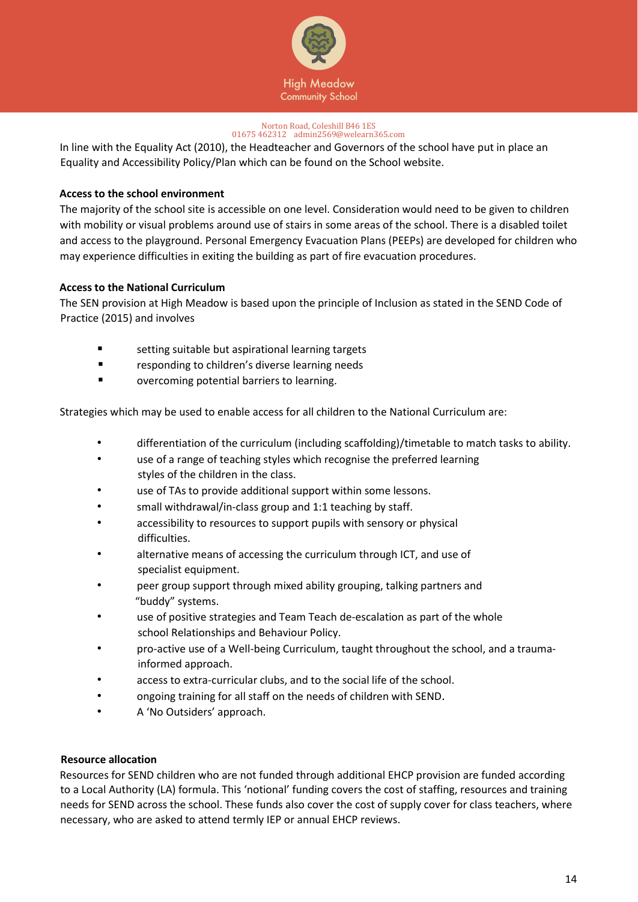In line with the Equality Act (2010), the Headteacher and Governors of the school have put in place an Equality and Accessibility Policy/Plan which can be found on the School website.

**Access to the school environment**

The majority of the school site is accessible on one level. Consideration would need to be given to children with mobility or visual problems around use of stairs in some areas of the school. There is a disabled toilet and access to the playground. Personal Emergency Evacuation Plans (PEEPs) are developed for children who may experience difficulties in exiting the building as part of fire evacuation procedures.

**Access to the National Curriculum**

The SEN provision at High Meadow is based upon the principle of Inclusion as stated in the SEND Code of Practice (2015) and involves

- setting suitable but aspirational learning targets
- responding to children's diverse learning needs
- overcoming potential barriers to learning.

Strategies which may be used to enable access for all children to the National Curriculum are:

- differentiation of the curriculum (including scaffolding)/timetable to match tasks to ability.
- use of a range of teaching styles which recognise the preferred learning styles of the children in the class.
- use of TAs to provide additional support within some lessons.
- small withdrawal/in-class group and 1:1 teaching by staff.
- accessibility to resources to support pupils with sensory or physical difficulties.
- alternative means of accessing the curriculum through ICT, and use of specialist equipment.
- peer group support through mixed ability grouping, talking partners and "buddy" systems.
- use of positive strategies and Team Teach de-escalation as part of the whole school Relationships and Behaviour Policy.
- pro-active use of a Well-being Curriculum, taught throughout the school, and a trauma-informed approach.
- access to extra-curricular clubs, and to the social life of the school.
- ongoing training for all staff on the needs of children with SEND.
- A 'No Outsiders' approach.

**Resource allocation**

Resources for SEND children who are not funded through additional EHCP provision are funded according to a Local Authority (LA) formula. This 'notional' funding covers the cost of staffing, resources and training needs for SEND across the school. These funds also cover the cost of supply cover for class teachers, where necessary, who are asked to attend termly IEP or annual EHCP reviews.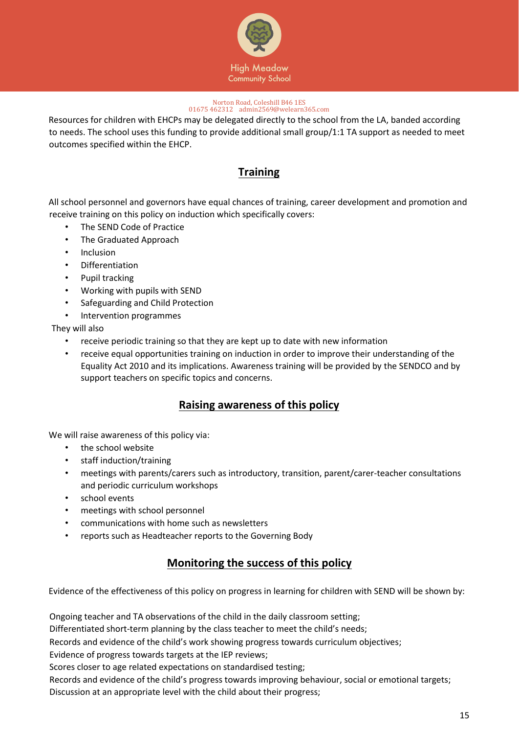Resources for children with EHCPs may be delegated directly to the school from the LA, banded according to needs. The school uses this funding to provide additional small group/1:1 TA support as needed to meet outcomes specified within the EHCP.

## Training

All school personnel and governors have equal chances of training, career development and promotion and receive training on this policy on induction which specifically covers:

- The SEND Code of Practice
- The Graduated Approach
- Inclusion
- Differentiation
- Pupil tracking
- Working with pupils with SEND
- Safeguarding and Child Protection
- Intervention programmes

They will also

- receive periodic training so that they are kept up to date with new information
- receive equal opportunities training on induction in order to improve their understanding of the Equality Act 2010 and its implications. Awareness training will be provided by the SENDCO and by support teachers on specific topics and concerns.

## Raising awareness of this policy

We will raise awareness of this policy via:

- the school website
- staff induction/training
- meetings with parents/carers such as introductory, transition, parent/carer-teacher consultations and periodic curriculum workshops
- school events
- meetings with school personnel
- communications with home such as newsletters
- reports such as Headteacher reports to the Governing Body

## Monitoring the success of this policy

Evidence of the effectiveness of this policy on progress in learning for children with SEND will be shown by:

Ongoing teacher and TA observations of the child in the daily classroom setting;
Differentiated short-term planning by the class teacher to meet the child's needs;
Records and evidence of the child's work showing progress towards curriculum objectives;
Evidence of progress towards targets at the IEP reviews;
Scores closer to age related expectations on standardised testing;
Records and evidence of the child's progress towards improving behaviour, social or emotional targets;
Discussion at an appropriate level with the child about their progress;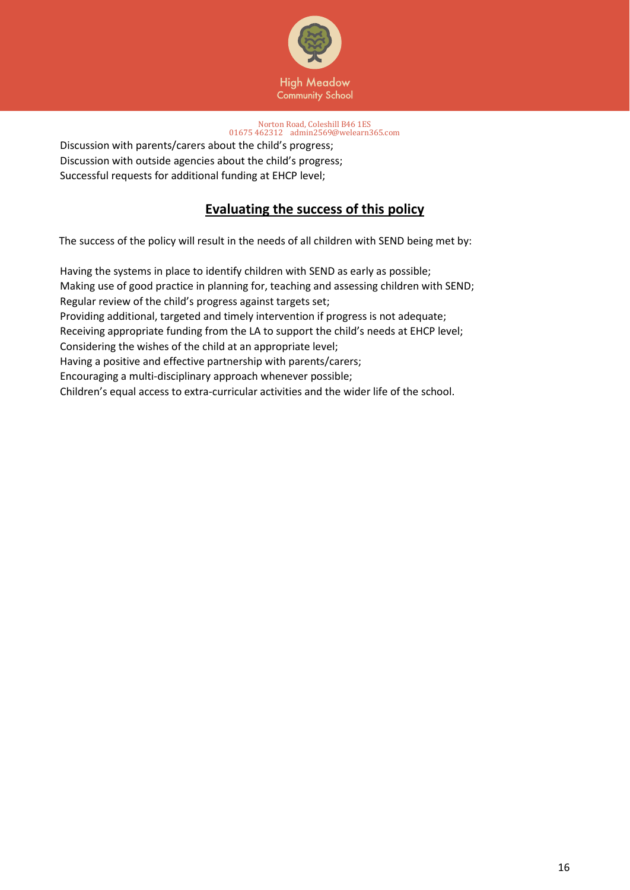Discussion with parents/carers about the child's progress;
Discussion with outside agencies about the child's progress;
Successful requests for additional funding at EHCP level;

## Evaluating the success of this policy

The success of the policy will result in the needs of all children with SEND being met by:

Having the systems in place to identify children with SEND as early as possible;
Making use of good practice in planning for, teaching and assessing children with SEND;
Regular review of the child's progress against targets set;
Providing additional, targeted and timely intervention if progress is not adequate;
Receiving appropriate funding from the LA to support the child's needs at EHCP level;
Considering the wishes of the child at an appropriate level;
Having a positive and effective partnership with parents/carers;
Encouraging a multi-disciplinary approach whenever possible;
Children's equal access to extra-curricular activities and the wider life of the school.